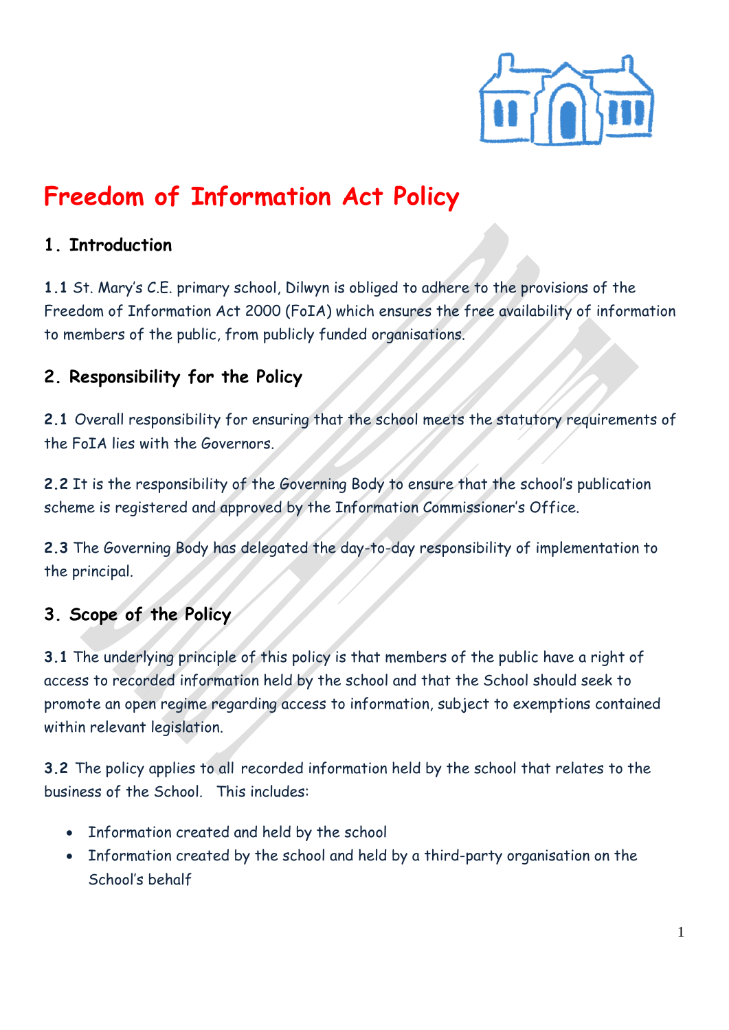# Freedom of Information Act Policy

## 1. Introduction

**1.1** St. Mary's C.E. primary school, Dilwyn is obliged to adhere to the provisions of the Freedom of Information Act 2000 (FoIA) which ensures the free availability of information to members of the public, from publicly funded organisations.

## 2. Responsibility for the Policy

**2.1** Overall responsibility for ensuring that the school meets the statutory requirements of the FoIA lies with the Governors.

**2.2** It is the responsibility of the Governing Body to ensure that the school's publication scheme is registered and approved by the Information Commissioner's Office.

**2.3** The Governing Body has delegated the day-to-day responsibility of implementation to the principal.

## 3. Scope of the Policy

**3.1** The underlying principle of this policy is that members of the public have a right of access to recorded information held by the school and that the School should seek to promote an open regime regarding access to information, subject to exemptions contained within relevant legislation.

**3.2** The policy applies to all recorded information held by the school that relates to the business of the School. This includes:

- Information created and held by the school
- Information created by the school and held by a third-party organisation on the School's behalf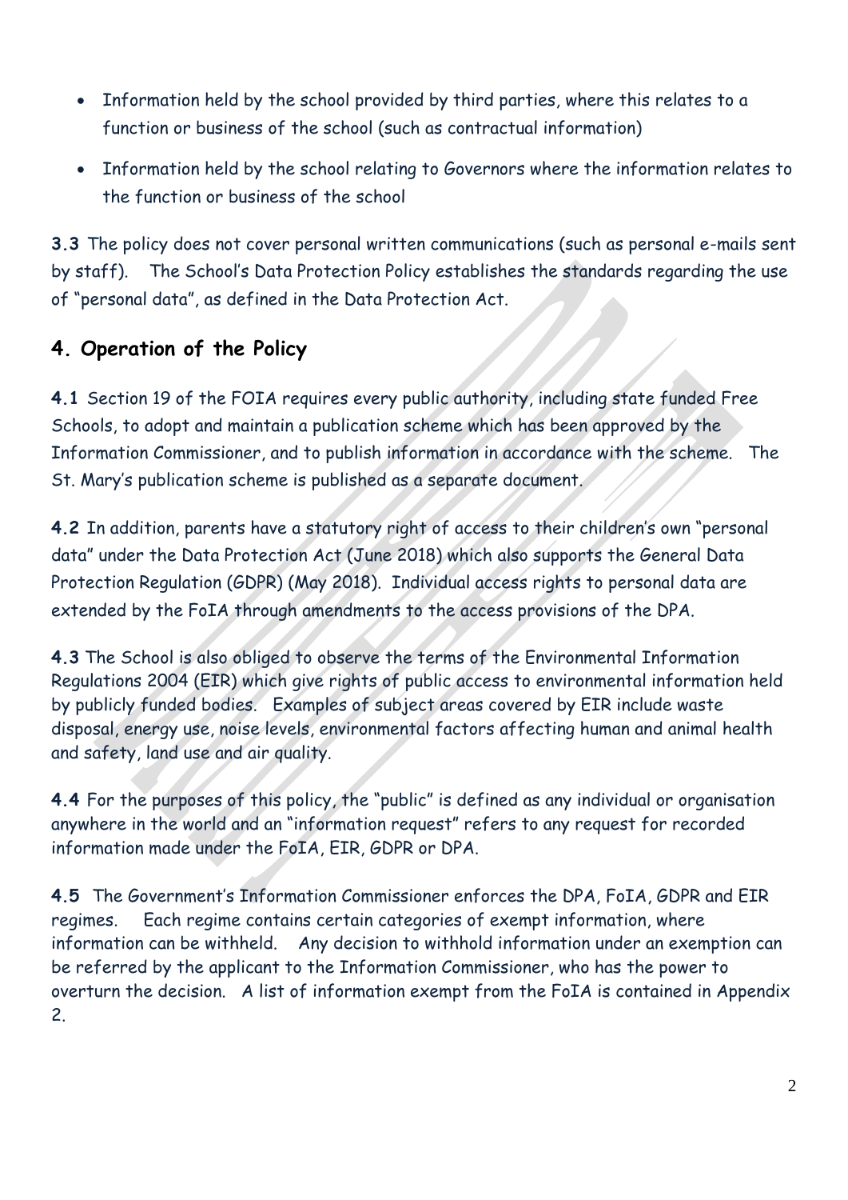- Information held by the school provided by third parties, where this relates to a function or business of the school (such as contractual information)
- Information held by the school relating to Governors where the information relates to the function or business of the school

**3.3** The policy does not cover personal written communications (such as personal e-mails sent by staff). The School's Data Protection Policy establishes the standards regarding the use of "personal data", as defined in the Data Protection Act.

## 4. Operation of the Policy

**4.1** Section 19 of the FOIA requires every public authority, including state funded Free Schools, to adopt and maintain a publication scheme which has been approved by the Information Commissioner, and to publish information in accordance with the scheme. The St. Mary's publication scheme is published as a separate document.

**4.2** In addition, parents have a statutory right of access to their children's own "personal data" under the Data Protection Act (June 2018) which also supports the General Data Protection Regulation (GDPR) (May 2018). Individual access rights to personal data are extended by the FoIA through amendments to the access provisions of the DPA.

**4.3** The School is also obliged to observe the terms of the Environmental Information Regulations 2004 (EIR) which give rights of public access to environmental information held by publicly funded bodies. Examples of subject areas covered by EIR include waste disposal, energy use, noise levels, environmental factors affecting human and animal health and safety, land use and air quality.

**4.4** For the purposes of this policy, the "public" is defined as any individual or organisation anywhere in the world and an "information request" refers to any request for recorded information made under the FoIA, EIR, GDPR or DPA.

**4.5** The Government's Information Commissioner enforces the DPA, FoIA, GDPR and EIR regimes. Each regime contains certain categories of exempt information, where information can be withheld. Any decision to withhold information under an exemption can be referred by the applicant to the Information Commissioner, who has the power to overturn the decision. A list of information exempt from the FoIA is contained in Appendix 2.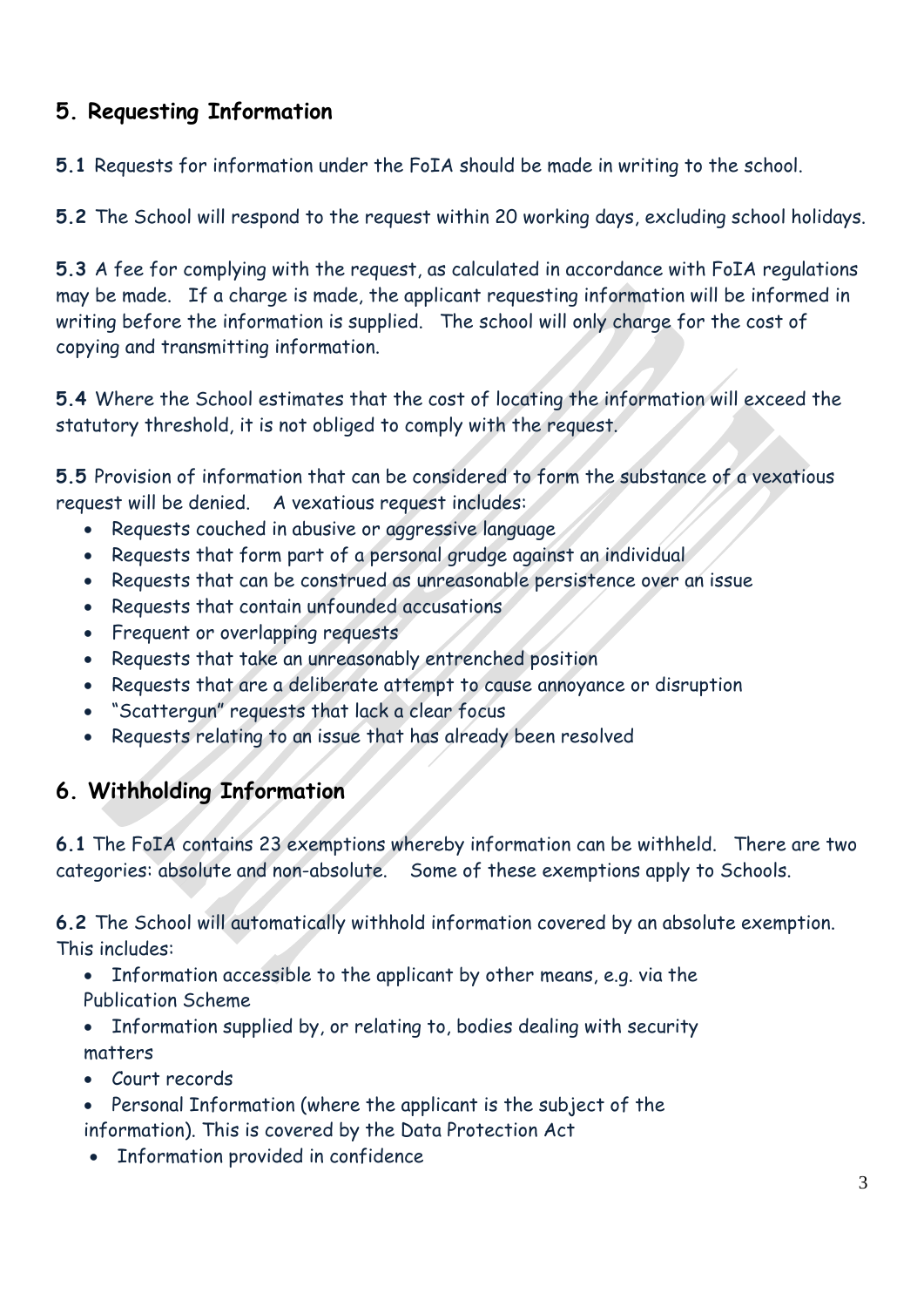## 5. Requesting Information

**5.1** Requests for information under the FoIA should be made in writing to the school.

**5.2** The School will respond to the request within 20 working days, excluding school holidays.

**5.3** A fee for complying with the request, as calculated in accordance with FoIA regulations may be made. If a charge is made, the applicant requesting information will be informed in writing before the information is supplied. The school will only charge for the cost of copying and transmitting information.

**5.4** Where the School estimates that the cost of locating the information will exceed the statutory threshold, it is not obliged to comply with the request.

**5.5** Provision of information that can be considered to form the substance of a vexatious request will be denied. A vexatious request includes:

- Requests couched in abusive or aggressive language
- Requests that form part of a personal grudge against an individual
- Requests that can be construed as unreasonable persistence over an issue
- Requests that contain unfounded accusations
- Frequent or overlapping requests
- Requests that take an unreasonably entrenched position
- Requests that are a deliberate attempt to cause annoyance or disruption
- "Scattergun" requests that lack a clear focus
- Requests relating to an issue that has already been resolved

## 6. Withholding Information

**6.1** The FoIA contains 23 exemptions whereby information can be withheld. There are two categories: absolute and non-absolute. Some of these exemptions apply to Schools.

**6.2** The School will automatically withhold information covered by an absolute exemption. This includes:

- Information accessible to the applicant by other means, e.g. via the Publication Scheme
- Information supplied by, or relating to, bodies dealing with security matters
- Court records
- Personal Information (where the applicant is the subject of the information). This is covered by the Data Protection Act
- Information provided in confidence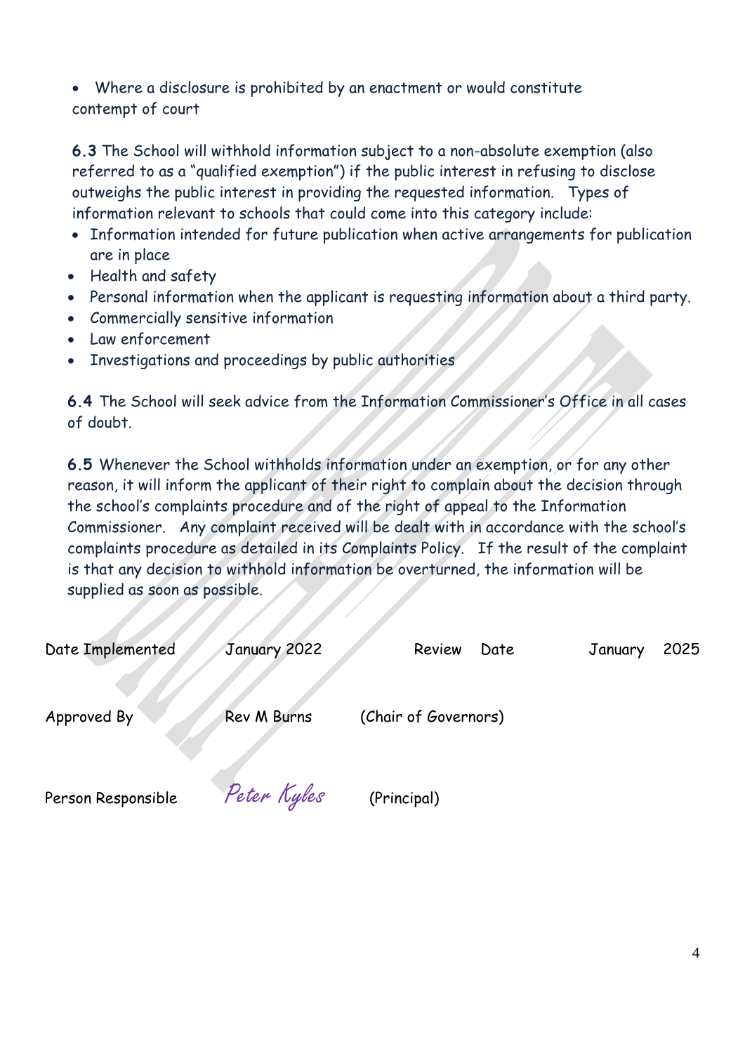- Where a disclosure is prohibited by an enactment or would constitute contempt of court

**6.3** The School will withhold information subject to a non-absolute exemption (also referred to as a "qualified exemption") if the public interest in refusing to disclose outweighs the public interest in providing the requested information. Types of information relevant to schools that could come into this category include:

- Information intended for future publication when active arrangements for publication are in place
- Health and safety
- Personal information when the applicant is requesting information about a third party.
- Commercially sensitive information
- Law enforcement
- Investigations and proceedings by public authorities

**6.4** The School will seek advice from the Information Commissioner's Office in all cases of doubt.

**6.5** Whenever the School withholds information under an exemption, or for any other reason, it will inform the applicant of their right to complain about the decision through the school's complaints procedure and of the right of appeal to the Information Commissioner. Any complaint received will be dealt with in accordance with the school's complaints procedure as detailed in its Complaints Policy. If the result of the complaint is that any decision to withhold information be overturned, the information will be supplied as soon as possible.

| | | | |
|---|---|---|---|
| Date Implemented | January 2022 | Review Date | January 2025 |
| Approved By | Rev M Burns | (Chair of Governors) | |
| Person Responsible | Peter Kyles | (Principal) | |